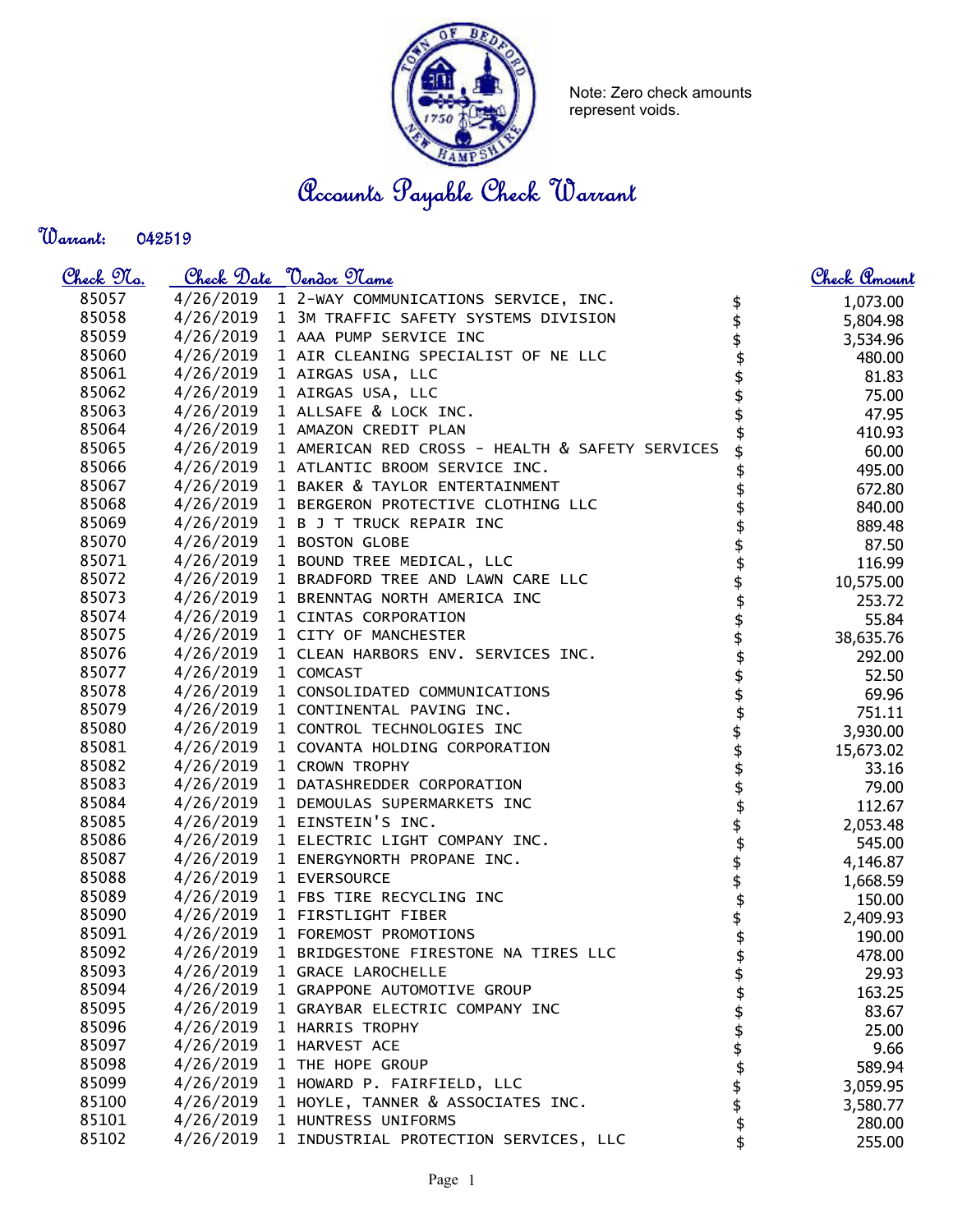Note: Zero check amounts represent voids.

# Accounts Payable Check Warrant

**Warrant:** 042519

| Check No. | Check Date | Vendor Name | | Check Amount |
|---|---|---|---|---|
| 85057 | 4/26/2019 | 1 2-WAY COMMUNICATIONS SERVICE, INC. | $ | 1,073.00 |
| 85058 | 4/26/2019 | 1 3M TRAFFIC SAFETY SYSTEMS DIVISION | $ | 5,804.98 |
| 85059 | 4/26/2019 | 1 AAA PUMP SERVICE INC | $ | 3,534.96 |
| 85060 | 4/26/2019 | 1 AIR CLEANING SPECIALIST OF NE LLC | $ | 480.00 |
| 85061 | 4/26/2019 | 1 AIRGAS USA, LLC | $ | 81.83 |
| 85062 | 4/26/2019 | 1 AIRGAS USA, LLC | $ | 75.00 |
| 85063 | 4/26/2019 | 1 ALLSAFE & LOCK INC. | $ | 47.95 |
| 85064 | 4/26/2019 | 1 AMAZON CREDIT PLAN | $ | 410.93 |
| 85065 | 4/26/2019 | 1 AMERICAN RED CROSS - HEALTH & SAFETY SERVICES | $ | 60.00 |
| 85066 | 4/26/2019 | 1 ATLANTIC BROOM SERVICE INC. | $ | 495.00 |
| 85067 | 4/26/2019 | 1 BAKER & TAYLOR ENTERTAINMENT | $ | 672.80 |
| 85068 | 4/26/2019 | 1 BERGERON PROTECTIVE CLOTHING LLC | $ | 840.00 |
| 85069 | 4/26/2019 | 1 B J T TRUCK REPAIR INC | $ | 889.48 |
| 85070 | 4/26/2019 | 1 BOSTON GLOBE | $ | 87.50 |
| 85071 | 4/26/2019 | 1 BOUND TREE MEDICAL, LLC | $ | 116.99 |
| 85072 | 4/26/2019 | 1 BRADFORD TREE AND LAWN CARE LLC | $ | 10,575.00 |
| 85073 | 4/26/2019 | 1 BRENNTAG NORTH AMERICA INC | $ | 253.72 |
| 85074 | 4/26/2019 | 1 CINTAS CORPORATION | $ | 55.84 |
| 85075 | 4/26/2019 | 1 CITY OF MANCHESTER | $ | 38,635.76 |
| 85076 | 4/26/2019 | 1 CLEAN HARBORS ENV. SERVICES INC. | $ | 292.00 |
| 85077 | 4/26/2019 | 1 COMCAST | $ | 52.50 |
| 85078 | 4/26/2019 | 1 CONSOLIDATED COMMUNICATIONS | $ | 69.96 |
| 85079 | 4/26/2019 | 1 CONTINENTAL PAVING INC. | $ | 751.11 |
| 85080 | 4/26/2019 | 1 CONTROL TECHNOLOGIES INC | $ | 3,930.00 |
| 85081 | 4/26/2019 | 1 COVANTA HOLDING CORPORATION | $ | 15,673.02 |
| 85082 | 4/26/2019 | 1 CROWN TROPHY | $ | 33.16 |
| 85083 | 4/26/2019 | 1 DATASHREDDER CORPORATION | $ | 79.00 |
| 85084 | 4/26/2019 | 1 DEMOULAS SUPERMARKETS INC | $ | 112.67 |
| 85085 | 4/26/2019 | 1 EINSTEIN'S INC. | $ | 2,053.48 |
| 85086 | 4/26/2019 | 1 ELECTRIC LIGHT COMPANY INC. | $ | 545.00 |
| 85087 | 4/26/2019 | 1 ENERGYNORTH PROPANE INC. | $ | 4,146.87 |
| 85088 | 4/26/2019 | 1 EVERSOURCE | $ | 1,668.59 |
| 85089 | 4/26/2019 | 1 FBS TIRE RECYCLING INC | $ | 150.00 |
| 85090 | 4/26/2019 | 1 FIRSTLIGHT FIBER | $ | 2,409.93 |
| 85091 | 4/26/2019 | 1 FOREMOST PROMOTIONS | $ | 190.00 |
| 85092 | 4/26/2019 | 1 BRIDGESTONE FIRESTONE NA TIRES LLC | $ | 478.00 |
| 85093 | 4/26/2019 | 1 GRACE LAROCHELLE | $ | 29.93 |
| 85094 | 4/26/2019 | 1 GRAPPONE AUTOMOTIVE GROUP | $ | 163.25 |
| 85095 | 4/26/2019 | 1 GRAYBAR ELECTRIC COMPANY INC | $ | 83.67 |
| 85096 | 4/26/2019 | 1 HARRIS TROPHY | $ | 25.00 |
| 85097 | 4/26/2019 | 1 HARVEST ACE | $ | 9.66 |
| 85098 | 4/26/2019 | 1 THE HOPE GROUP | $ | 589.94 |
| 85099 | 4/26/2019 | 1 HOWARD P. FAIRFIELD, LLC | $ | 3,059.95 |
| 85100 | 4/26/2019 | 1 HOYLE, TANNER & ASSOCIATES INC. | $ | 3,580.77 |
| 85101 | 4/26/2019 | 1 HUNTRESS UNIFORMS | $ | 280.00 |
| 85102 | 4/26/2019 | 1 INDUSTRIAL PROTECTION SERVICES, LLC | $ | 255.00 |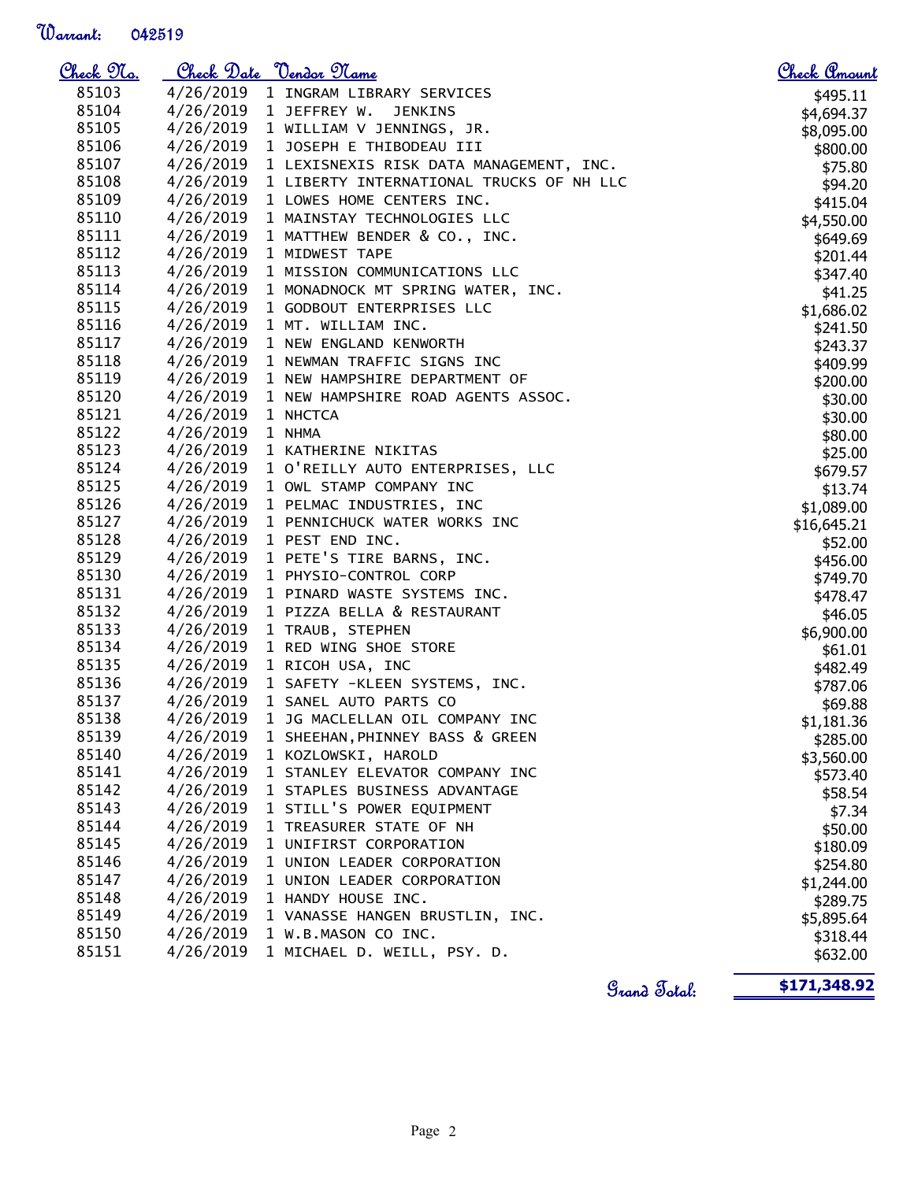Warrant: 042519

| Check No. | Check Date | Vendor Name | Check Amount |
| --- | --- | --- | --- |
| 85103 | 4/26/2019 | 1 INGRAM LIBRARY SERVICES | $495.11 |
| 85104 | 4/26/2019 | 1 JEFFREY W. JENKINS | $4,694.37 |
| 85105 | 4/26/2019 | 1 WILLIAM V JENNINGS, JR. | $8,095.00 |
| 85106 | 4/26/2019 | 1 JOSEPH E THIBODEAU III | $800.00 |
| 85107 | 4/26/2019 | 1 LEXISNEXIS RISK DATA MANAGEMENT, INC. | $75.80 |
| 85108 | 4/26/2019 | 1 LIBERTY INTERNATIONAL TRUCKS OF NH LLC | $94.20 |
| 85109 | 4/26/2019 | 1 LOWES HOME CENTERS INC. | $415.04 |
| 85110 | 4/26/2019 | 1 MAINSTAY TECHNOLOGIES LLC | $4,550.00 |
| 85111 | 4/26/2019 | 1 MATTHEW BENDER & CO., INC. | $649.69 |
| 85112 | 4/26/2019 | 1 MIDWEST TAPE | $201.44 |
| 85113 | 4/26/2019 | 1 MISSION COMMUNICATIONS LLC | $347.40 |
| 85114 | 4/26/2019 | 1 MONADNOCK MT SPRING WATER, INC. | $41.25 |
| 85115 | 4/26/2019 | 1 GODBOUT ENTERPRISES LLC | $1,686.02 |
| 85116 | 4/26/2019 | 1 MT. WILLIAM INC. | $241.50 |
| 85117 | 4/26/2019 | 1 NEW ENGLAND KENWORTH | $243.37 |
| 85118 | 4/26/2019 | 1 NEWMAN TRAFFIC SIGNS INC | $409.99 |
| 85119 | 4/26/2019 | 1 NEW HAMPSHIRE DEPARTMENT OF | $200.00 |
| 85120 | 4/26/2019 | 1 NEW HAMPSHIRE ROAD AGENTS ASSOC. | $30.00 |
| 85121 | 4/26/2019 | 1 NHCTCA | $30.00 |
| 85122 | 4/26/2019 | 1 NHMA | $80.00 |
| 85123 | 4/26/2019 | 1 KATHERINE NIKITAS | $25.00 |
| 85124 | 4/26/2019 | 1 O'REILLY AUTO ENTERPRISES, LLC | $679.57 |
| 85125 | 4/26/2019 | 1 OWL STAMP COMPANY INC | $13.74 |
| 85126 | 4/26/2019 | 1 PELMAC INDUSTRIES, INC | $1,089.00 |
| 85127 | 4/26/2019 | 1 PENNICHUCK WATER WORKS INC | $16,645.21 |
| 85128 | 4/26/2019 | 1 PEST END INC. | $52.00 |
| 85129 | 4/26/2019 | 1 PETE'S TIRE BARNS, INC. | $456.00 |
| 85130 | 4/26/2019 | 1 PHYSIO-CONTROL CORP | $749.70 |
| 85131 | 4/26/2019 | 1 PINARD WASTE SYSTEMS INC. | $478.47 |
| 85132 | 4/26/2019 | 1 PIZZA BELLA & RESTAURANT | $46.05 |
| 85133 | 4/26/2019 | 1 TRAUB, STEPHEN | $6,900.00 |
| 85134 | 4/26/2019 | 1 RED WING SHOE STORE | $61.01 |
| 85135 | 4/26/2019 | 1 RICOH USA, INC | $482.49 |
| 85136 | 4/26/2019 | 1 SAFETY -KLEEN SYSTEMS, INC. | $787.06 |
| 85137 | 4/26/2019 | 1 SANEL AUTO PARTS CO | $69.88 |
| 85138 | 4/26/2019 | 1 JG MACLELLAN OIL COMPANY INC | $1,181.36 |
| 85139 | 4/26/2019 | 1 SHEEHAN,PHINNEY BASS & GREEN | $285.00 |
| 85140 | 4/26/2019 | 1 KOZLOWSKI, HAROLD | $3,560.00 |
| 85141 | 4/26/2019 | 1 STANLEY ELEVATOR COMPANY INC | $573.40 |
| 85142 | 4/26/2019 | 1 STAPLES BUSINESS ADVANTAGE | $58.54 |
| 85143 | 4/26/2019 | 1 STILL'S POWER EQUIPMENT | $7.34 |
| 85144 | 4/26/2019 | 1 TREASURER STATE OF NH | $50.00 |
| 85145 | 4/26/2019 | 1 UNIFIRST CORPORATION | $180.09 |
| 85146 | 4/26/2019 | 1 UNION LEADER CORPORATION | $254.80 |
| 85147 | 4/26/2019 | 1 UNION LEADER CORPORATION | $1,244.00 |
| 85148 | 4/26/2019 | 1 HANDY HOUSE INC. | $289.75 |
| 85149 | 4/26/2019 | 1 VANASSE HANGEN BRUSTLIN, INC. | $5,895.64 |
| 85150 | 4/26/2019 | 1 W.B.MASON CO INC. | $318.44 |
| 85151 | 4/26/2019 | 1 MICHAEL D. WEILL, PSY. D. | $632.00 |
| | | Grand Total: | **$171,348.92** |